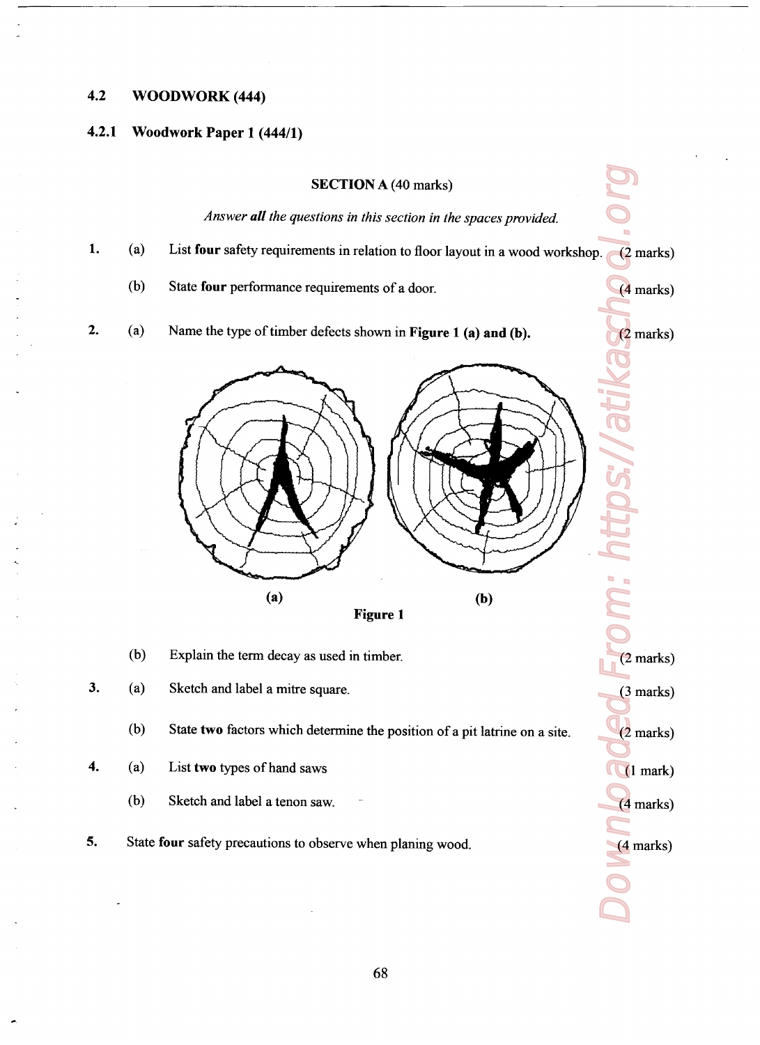## 4.2 WOODWORK (444)

### 4.2.1 Woodwork Paper 1 (444/1)

**SECTION A** (40 marks)

*Answer **all** the questions in this section in the spaces provided.*

1. (a) List **four** safety requirements in relation to floor layout in a wood workshop. (2 marks)

   (b) State **four** performance requirements of a door. (4 marks)

2. (a) Name the type of timber defects shown in **Figure 1 (a) and (b).** (2 marks)

(a) (b)

**Figure 1**

   (b) Explain the term decay as used in timber. (2 marks)

3. (a) Sketch and label a mitre square. (3 marks)

   (b) State **two** factors which determine the position of a pit latrine on a site. (2 marks)

4. (a) List **two** types of hand saws (1 mark)

   (b) Sketch and label a tenon saw. (4 marks)

5. State **four** safety precautions to observe when planing wood. (4 marks)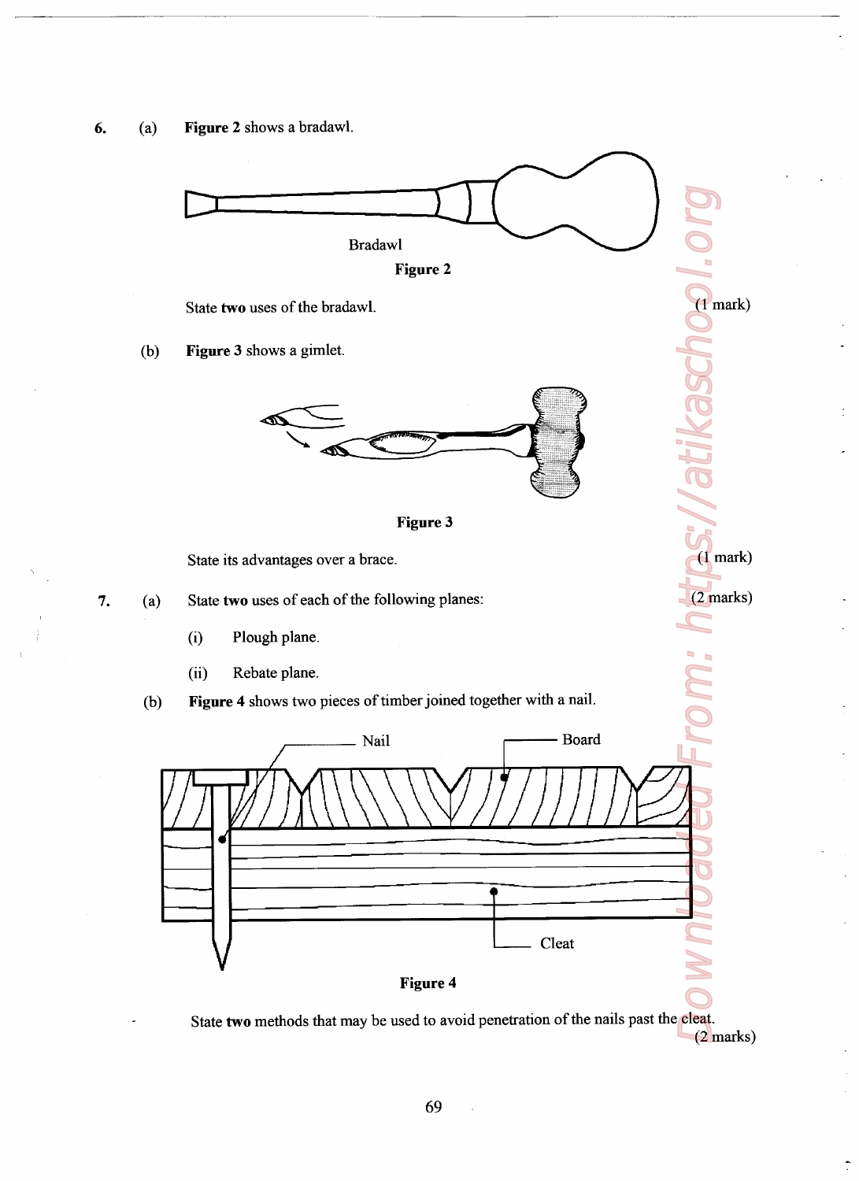6. (a) **Figure 2** shows a bradawl.

Bradawl

**Figure 2**

State **two** uses of the bradawl. (1 mark)

(b) **Figure 3** shows a gimlet.

**Figure 3**

State its advantages over a brace. (1 mark)

7. (a) State **two** uses of each of the following planes: (2 marks)

(i) Plough plane.

(ii) Rebate plane.

(b) **Figure 4** shows two pieces of timber joined together with a nail.

Nail

Board

Cleat

**Figure 4**

State **two** methods that may be used to avoid penetration of the nails past the cleat. (2 marks)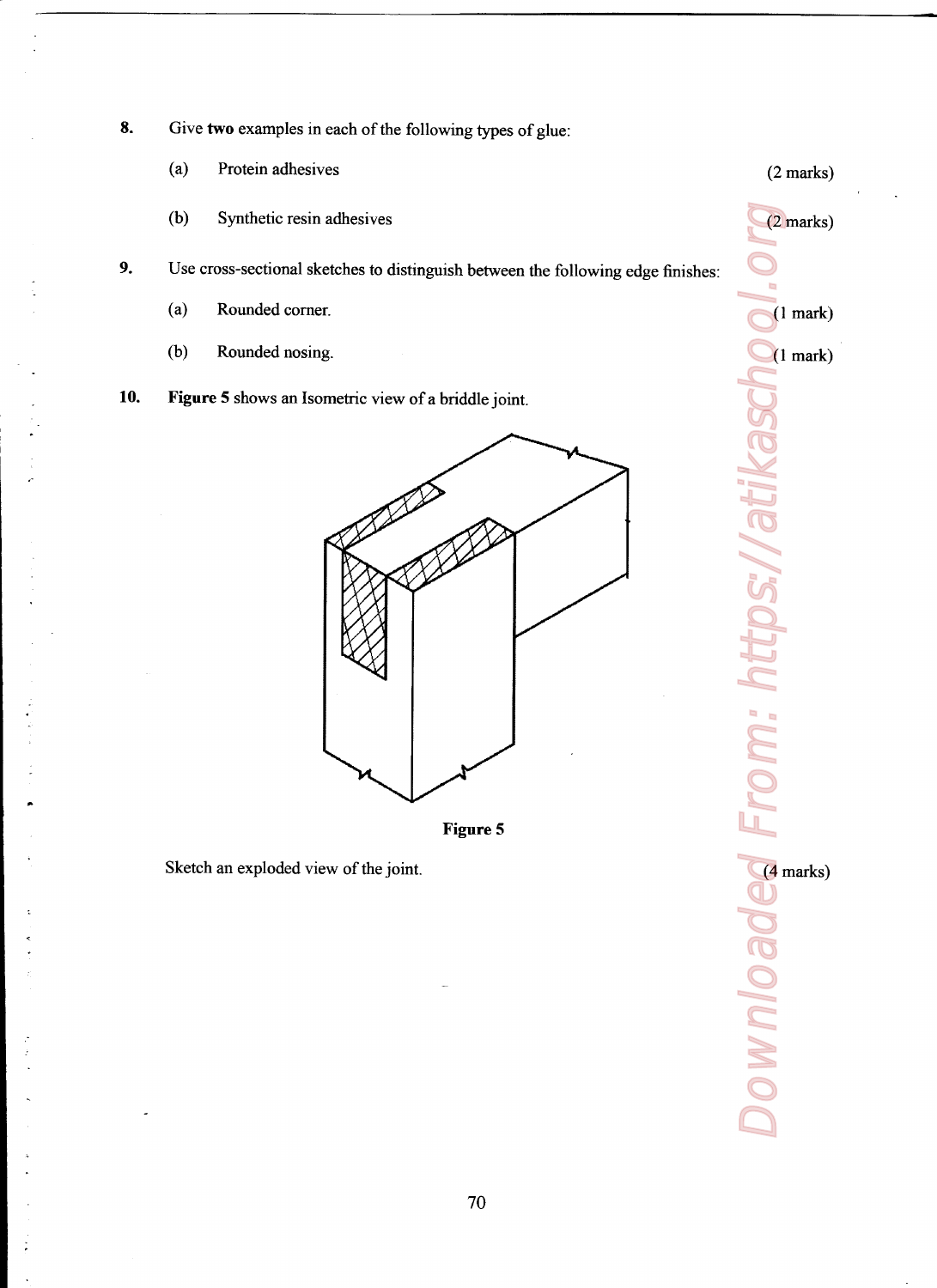8. Give **two** examples in each of the following types of glue:

   (a) Protein adhesives (2 marks)

   (b) Synthetic resin adhesives (2 marks)

9. Use cross-sectional sketches to distinguish between the following edge finishes:

   (a) Rounded corner. (1 mark)

   (b) Rounded nosing. (1 mark)

10. **Figure 5** shows an Isometric view of a briddle joint.

**Figure 5**

Sketch an exploded view of the joint. (4 marks)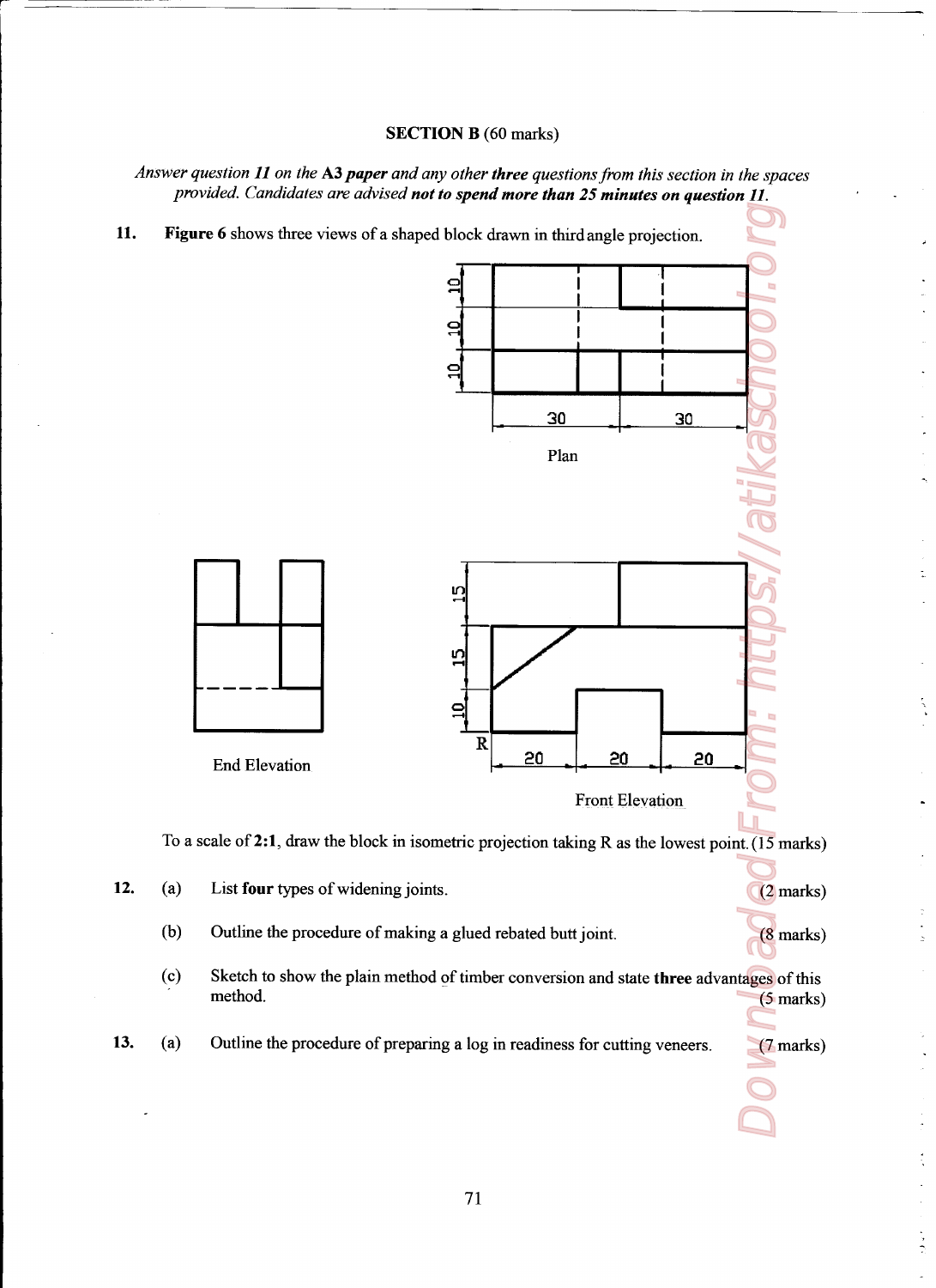**SECTION B** (60 marks)

*Answer question **11** on the **A3 paper** and any other **three** questions from this section in the spaces provided. Candidates are advised **not to spend more than 25 minutes on question 11**.*

**11.** **Figure 6** shows three views of a shaped block drawn in third angle projection.

Plan

End Elevation

Front Elevation

To a scale of **2:1**, draw the block in isometric projection taking R as the lowest point. (15 marks)

**12.** (a) List **four** types of widening joints. (2 marks)

(b) Outline the procedure of making a glued rebated butt joint. (8 marks)

(c) Sketch to show the plain method of timber conversion and state **three** advantages of this method. (5 marks)

**13.** (a) Outline the procedure of preparing a log in readiness for cutting veneers. (7 marks)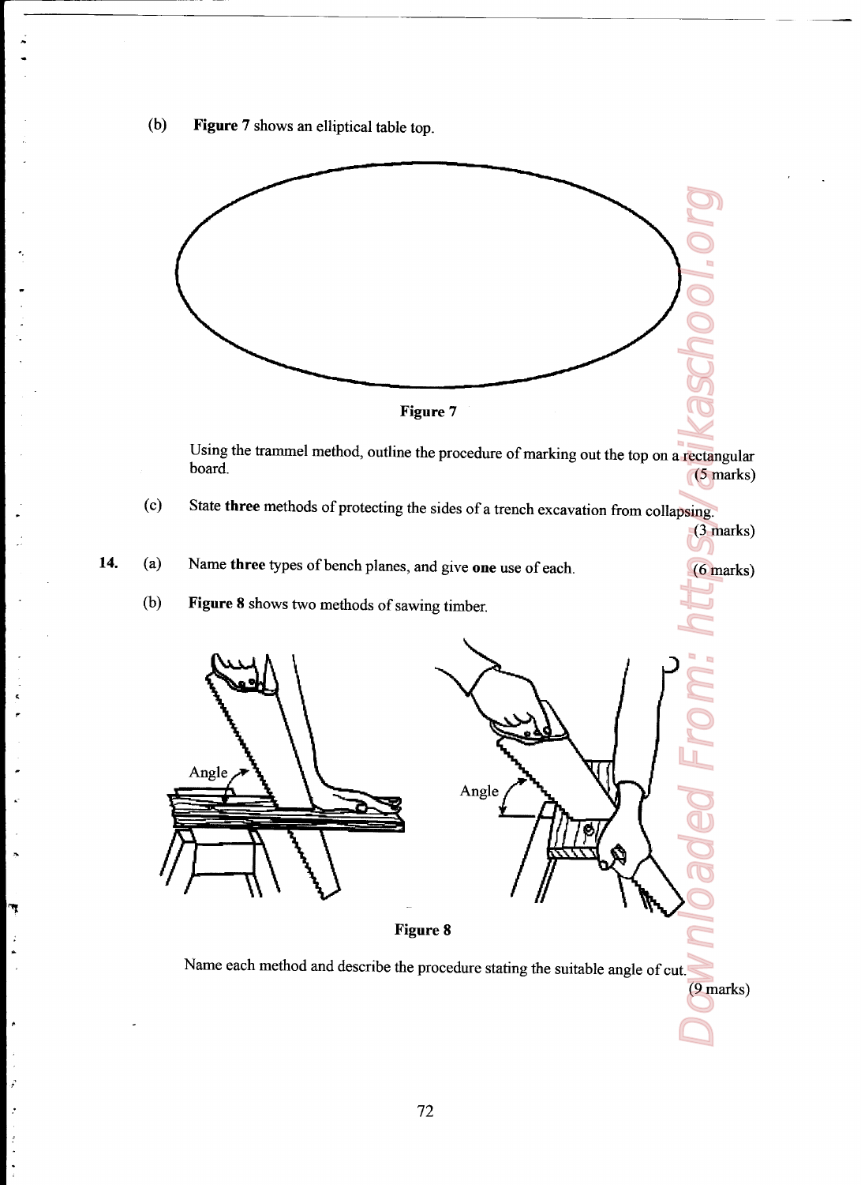(b) **Figure 7** shows an elliptical table top.

**Figure 7**

Using the trammel method, outline the procedure of marking out the top on a rectangular board. (5 marks)

(c) State **three** methods of protecting the sides of a trench excavation from collapsing. (3 marks)

14. (a) Name **three** types of bench planes, and give **one** use of each. (6 marks)

(b) **Figure 8** shows two methods of sawing timber.

**Figure 8**

Name each method and describe the procedure stating the suitable angle of cut. (9 marks)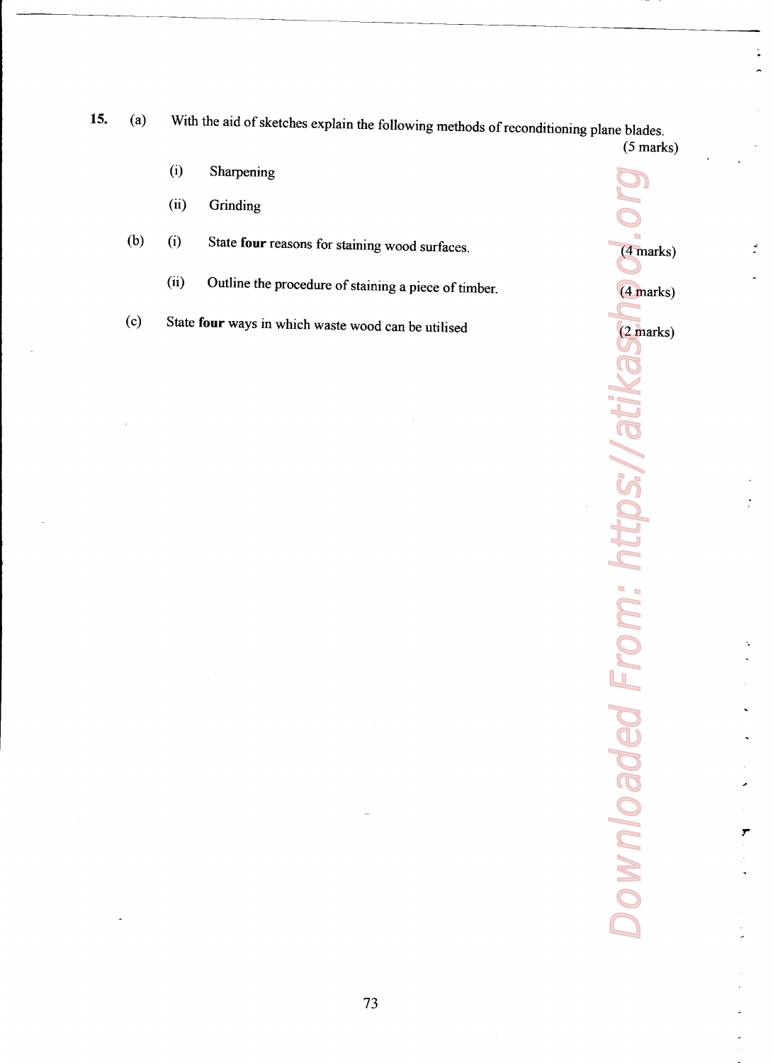**15.** (a) With the aid of sketches explain the following methods of reconditioning plane blades. (5 marks)

(i) Sharpening

(ii) Grinding

(b) (i) State **four** reasons for staining wood surfaces. (4 marks)

(ii) Outline the procedure of staining a piece of timber. (4 marks)

(c) State **four** ways in which waste wood can be utilised (2 marks)